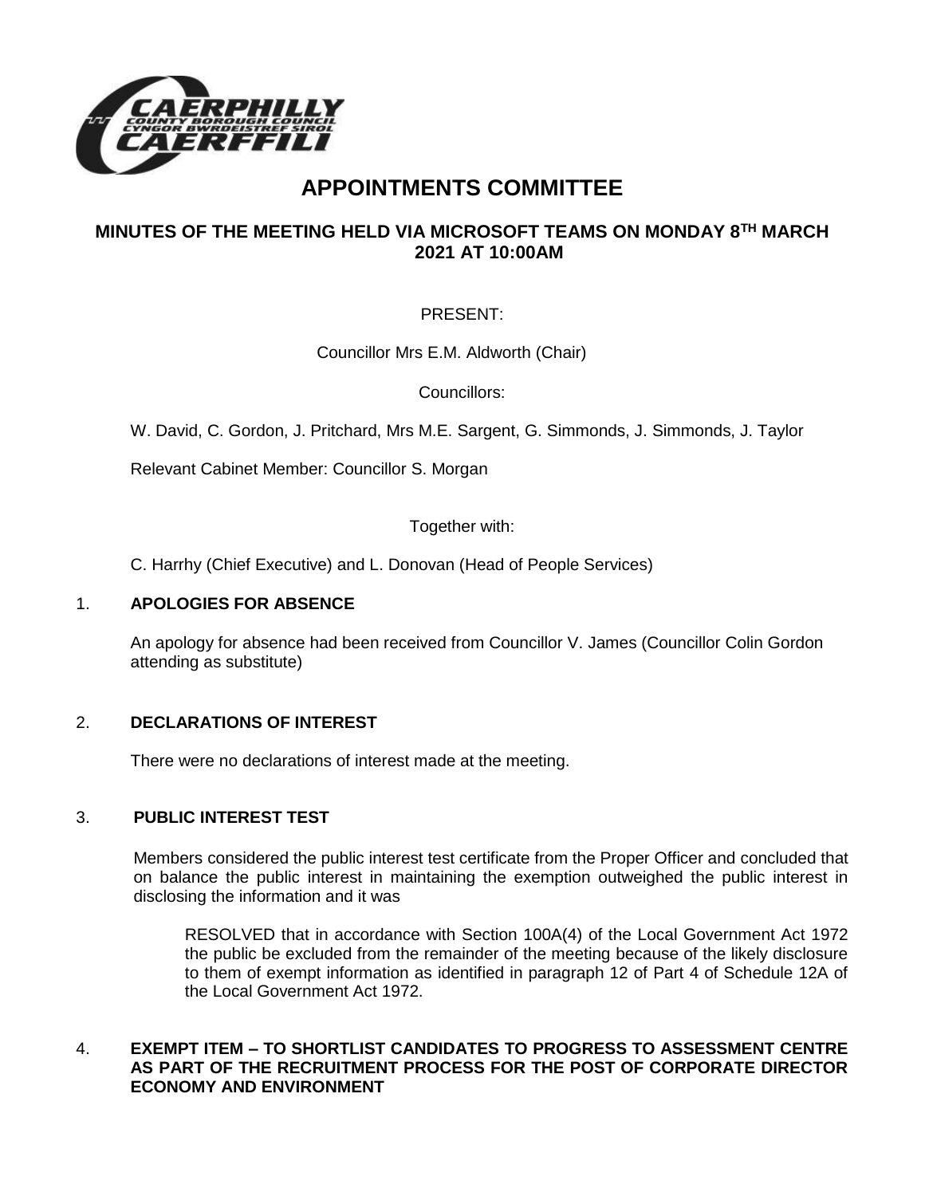# APPOINTMENTS COMMITTEE

## MINUTES OF THE MEETING HELD VIA MICROSOFT TEAMS ON MONDAY 8TH MARCH 2021 AT 10:00AM

PRESENT:

Councillor Mrs E.M. Aldworth (Chair)

Councillors:

W. David, C. Gordon, J. Pritchard, Mrs M.E. Sargent, G. Simmonds, J. Simmonds, J. Taylor

Relevant Cabinet Member: Councillor S. Morgan

Together with:

C. Harrhy (Chief Executive) and L. Donovan (Head of People Services)

### 1. APOLOGIES FOR ABSENCE

An apology for absence had been received from Councillor V. James (Councillor Colin Gordon attending as substitute)

### 2. DECLARATIONS OF INTEREST

There were no declarations of interest made at the meeting.

### 3. PUBLIC INTEREST TEST

Members considered the public interest test certificate from the Proper Officer and concluded that on balance the public interest in maintaining the exemption outweighed the public interest in disclosing the information and it was

RESOLVED that in accordance with Section 100A(4) of the Local Government Act 1972 the public be excluded from the remainder of the meeting because of the likely disclosure to them of exempt information as identified in paragraph 12 of Part 4 of Schedule 12A of the Local Government Act 1972.

### 4. EXEMPT ITEM – TO SHORTLIST CANDIDATES TO PROGRESS TO ASSESSMENT CENTRE AS PART OF THE RECRUITMENT PROCESS FOR THE POST OF CORPORATE DIRECTOR ECONOMY AND ENVIRONMENT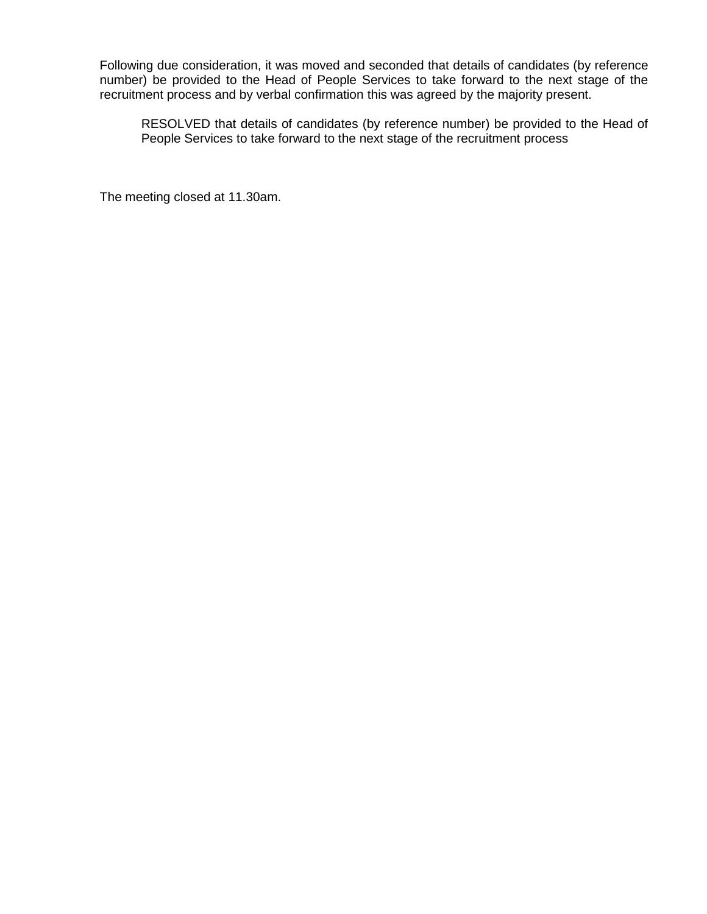Following due consideration, it was moved and seconded that details of candidates (by reference number) be provided to the Head of People Services to take forward to the next stage of the recruitment process and by verbal confirmation this was agreed by the majority present.

> RESOLVED that details of candidates (by reference number) be provided to the Head of People Services to take forward to the next stage of the recruitment process

The meeting closed at 11.30am.